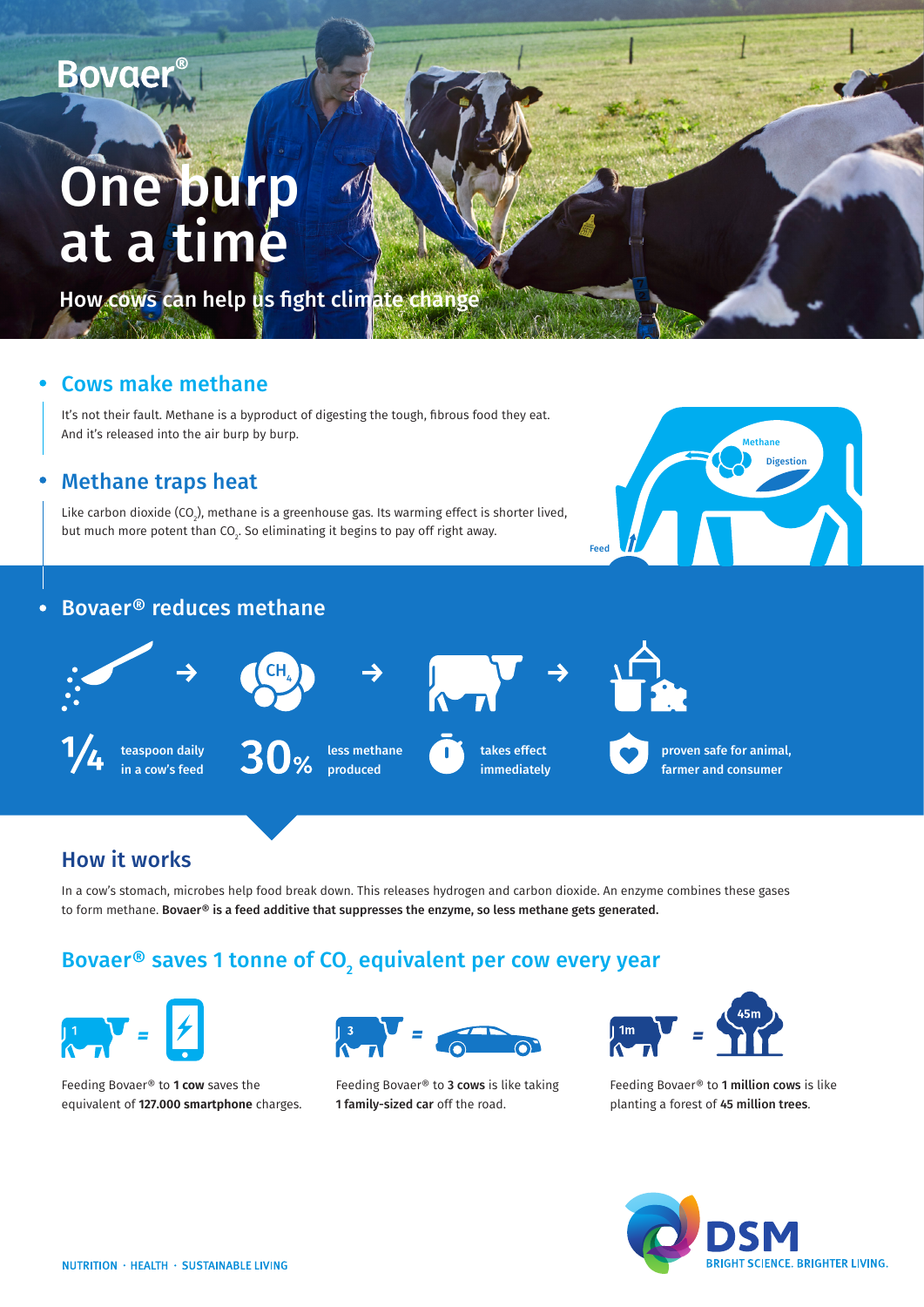Bovaer®

# One burp at a time

How cows can help us fight climate change

## Cows make methane

It's not their fault. Methane is a byproduct of digesting the tough, fibrous food they eat. And it's released into the air burp by burp.

## Methane traps heat

Like carbon dioxide ($CO_2$), methane is a greenhouse gas. Its warming effect is shorter lived, but much more potent than $CO_2$. So eliminating it begins to pay off right away.

Methane

Digestion

Feed

## Bovaer® reduces methane

$CH_4$

- **1/4** teaspoon daily in a cow's feed
- **30%** less methane produced
- takes effect immediately
- proven safe for animal, farmer and consumer

## How it works

In a cow's stomach, microbes help food break down. This releases hydrogen and carbon dioxide. An enzyme combines these gases to form methane. **Bovaer® is a feed additive that suppresses the enzyme, so less methane gets generated.**

## Bovaer® saves 1 tonne of $CO_2$ equivalent per cow every year

1 = 

Feeding Bovaer® to **1 cow** saves the equivalent of **127.000 smartphone** charges.

3 = 

Feeding Bovaer® to **3 cows** is like taking **1 family-sized car** off the road.

1m = 45m

Feeding Bovaer® to **1 million cows** is like planting a forest of **45 million trees**.

NUTRITION · HEALTH · SUSTAINABLE LIVING

DSM

BRIGHT SCIENCE. BRIGHTER LIVING.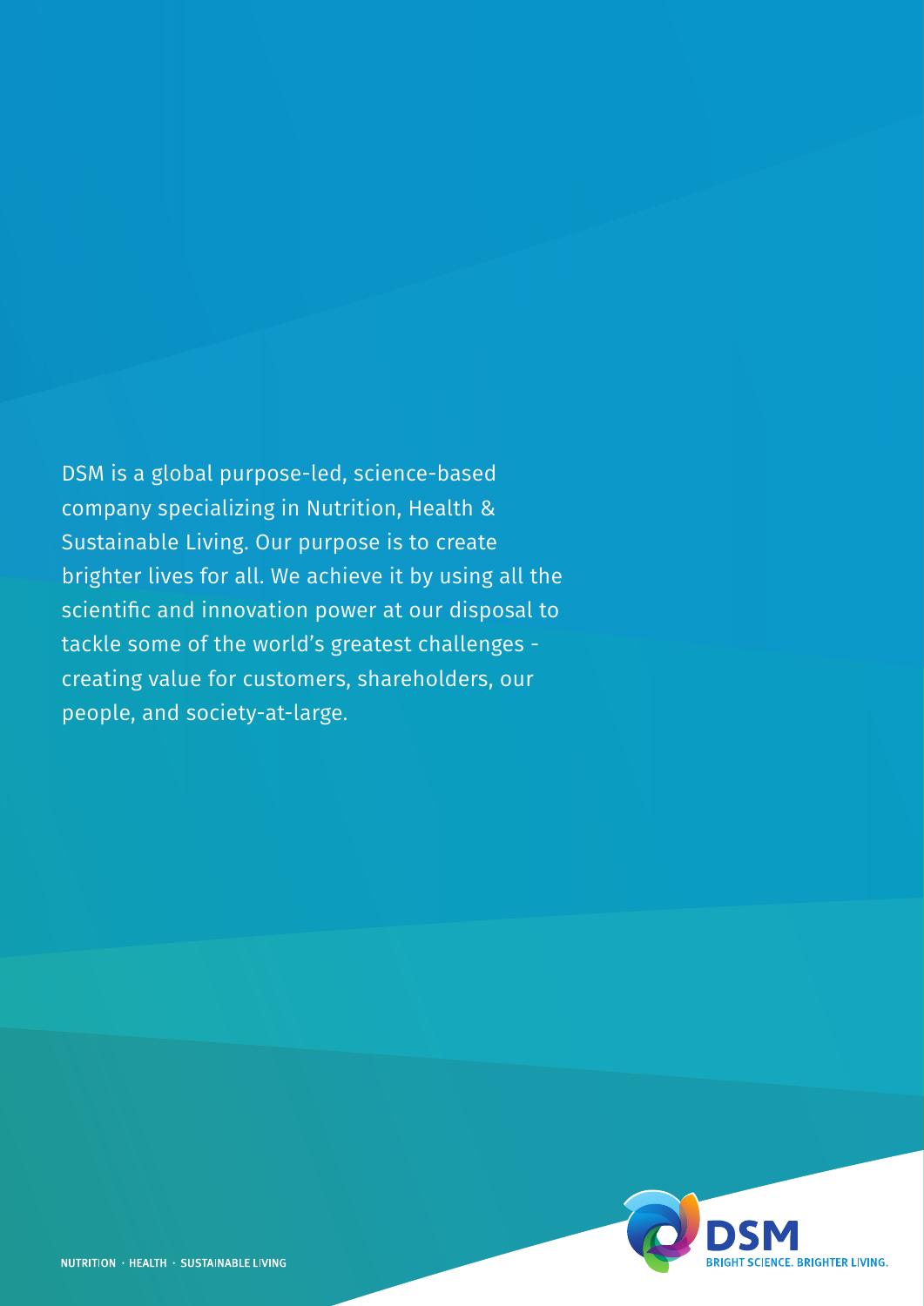DSM is a global purpose-led, science-based company specializing in Nutrition, Health & Sustainable Living. Our purpose is to create brighter lives for all. We achieve it by using all the scientific and innovation power at our disposal to tackle some of the world's greatest challenges - creating value for customers, shareholders, our people, and society-at-large.

NUTRITION · HEALTH · SUSTAINABLE LIVING

DSM

BRIGHT SCIENCE. BRIGHTER LIVING.